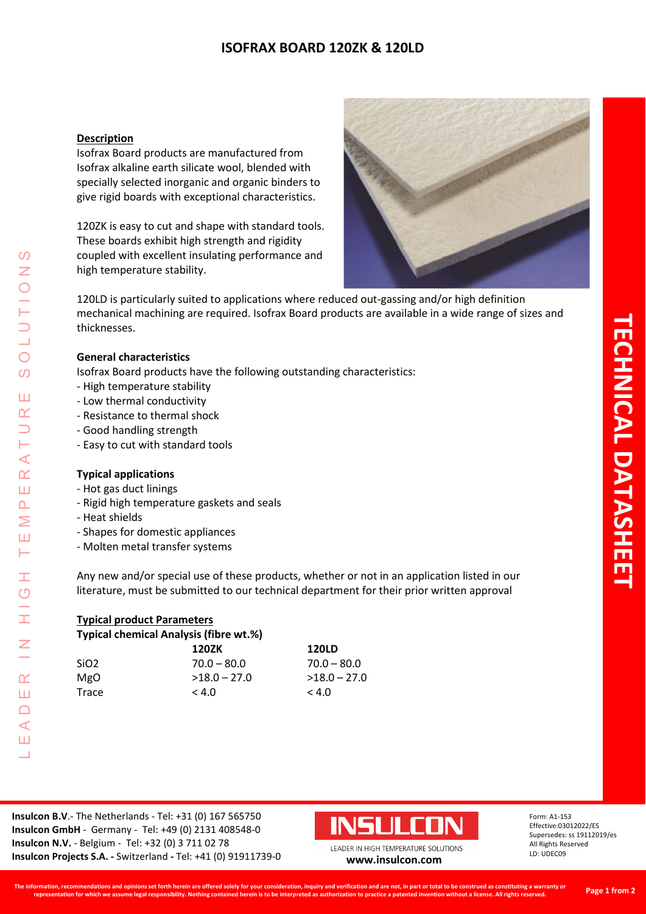# ISOFRAX BOARD 120ZK & 120LD

## Description

Isofrax Board products are manufactured from Isofrax alkaline earth silicate wool, blended with specially selected inorganic and organic binders to give rigid boards with exceptional characteristics.

120ZK is easy to cut and shape with standard tools. These boards exhibit high strength and rigidity coupled with excellent insulating performance and high temperature stability.

120LD is particularly suited to applications where reduced out-gassing and/or high definition mechanical machining are required. Isofrax Board products are available in a wide range of sizes and thicknesses.

### General characteristics

Isofrax Board products have the following outstanding characteristics:

- High temperature stability
- Low thermal conductivity
- Resistance to thermal shock
- Good handling strength
- Easy to cut with standard tools

### Typical applications

- Hot gas duct linings
- Rigid high temperature gaskets and seals
- Heat shields
- Shapes for domestic appliances
- Molten metal transfer systems

Any new and/or special use of these products, whether or not in an application listed in our literature, must be submitted to our technical department for their prior written approval

## Typical product Parameters

**Typical chemical Analysis (fibre wt.%)**

| | 120ZK | 120LD |
|---|---|---|
| $SiO_2$ | 70.0 – 80.0 | 70.0 – 80.0 |
| MgO | >18.0 – 27.0 | >18.0 – 27.0 |
| Trace | < 4.0 | < 4.0 |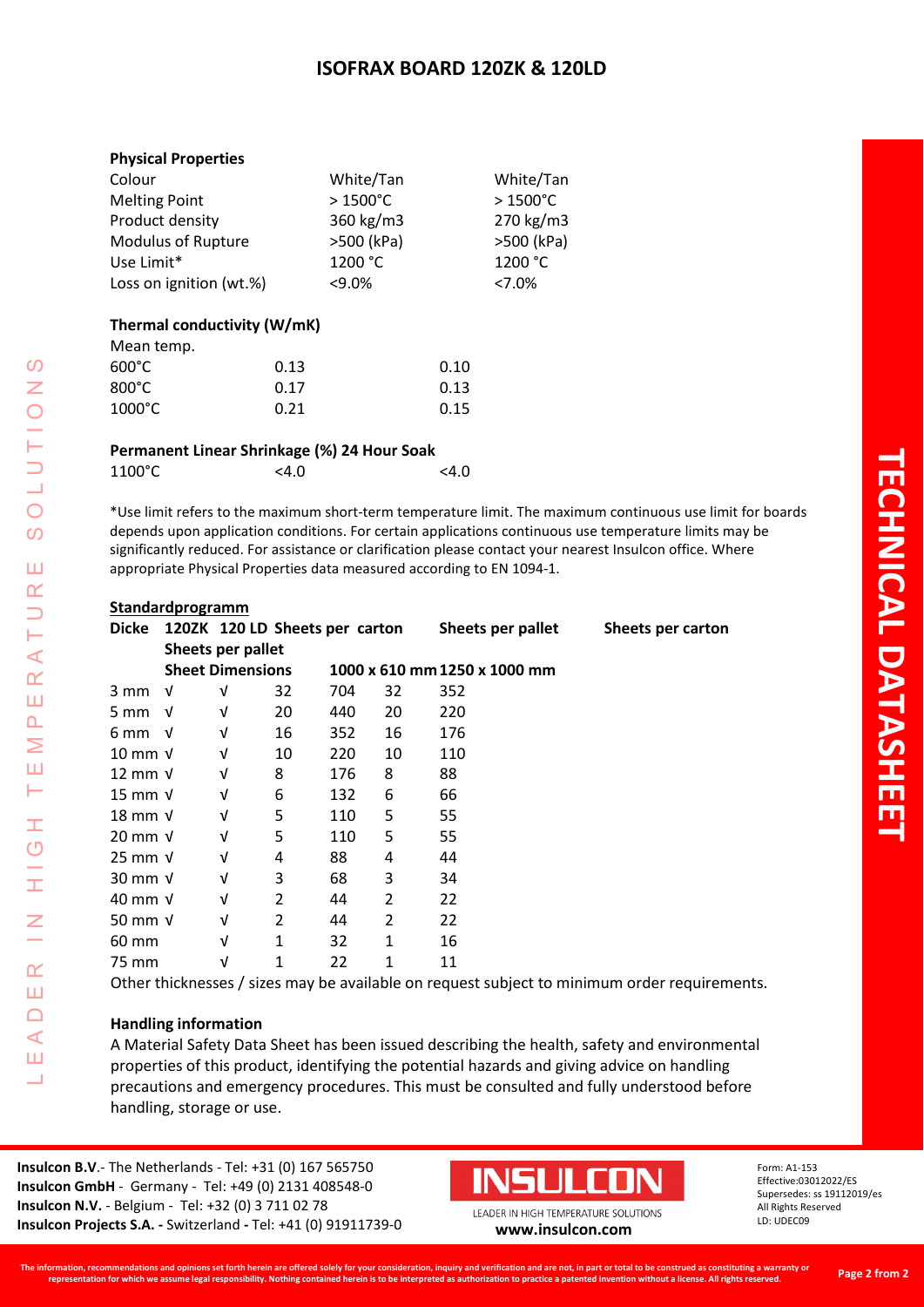# ISOFRAX BOARD 120ZK & 120LD

### Physical Properties

| | | |
|---|---|---|
| Colour | White/Tan | White/Tan |
| Melting Point | > 1500°C | > 1500°C |
| Product density | 360 kg/m3 | 270 kg/m3 |
| Modulus of Rupture | >500 (kPa) | >500 (kPa) |
| Use Limit* | 1200 °C | 1200 °C |
| Loss on ignition (wt.%) | <9.0% | <7.0% |

### Thermal conductivity (W/mK)

| Mean temp. | | |
|---|---|---|
| 600°C | 0.13 | 0.10 |
| 800°C | 0.17 | 0.13 |
| 1000°C | 0.21 | 0.15 |

### Permanent Linear Shrinkage (%) 24 Hour Soak

| | | |
|---|---|---|
| 1100°C | <4.0 | <4.0 |

*Use limit refers to the maximum short-term temperature limit. The maximum continuous use limit for boards depends upon application conditions. For certain applications continuous use temperature limits may be significantly reduced. For assistance or clarification please contact your nearest Insulcon office. Where appropriate Physical Properties data measured according to EN 1094-1.

### Standardprogramm

| Dicke | 120ZK | 120 LD | Sheets per carton | Sheets per pallet | Sheets per carton | Sheets per pallet |
|---|---|---|---|---|---|---|
| Sheet Dimensions | | | 1000 x 610 mm | | 1250 x 1000 mm | |
| 3 mm | √ | √ | 32 | 704 | 32 | 352 |
| 5 mm | √ | √ | 20 | 440 | 20 | 220 |
| 6 mm | √ | √ | 16 | 352 | 16 | 176 |
| 10 mm | √ | √ | 10 | 220 | 10 | 110 |
| 12 mm | √ | √ | 8 | 176 | 8 | 88 |
| 15 mm | √ | √ | 6 | 132 | 6 | 66 |
| 18 mm | √ | √ | 5 | 110 | 5 | 55 |
| 20 mm | √ | √ | 5 | 110 | 5 | 55 |
| 25 mm | √ | √ | 4 | 88 | 4 | 44 |
| 30 mm | √ | √ | 3 | 68 | 3 | 34 |
| 40 mm | √ | √ | 2 | 44 | 2 | 22 |
| 50 mm | √ | √ | 2 | 44 | 2 | 22 |
| 60 mm | | √ | 1 | 32 | 1 | 16 |
| 75 mm | | √ | 1 | 22 | 1 | 11 |

Other thicknesses / sizes may be available on request subject to minimum order requirements.

### Handling information

A Material Safety Data Sheet has been issued describing the health, safety and environmental properties of this product, identifying the potential hazards and giving advice on handling precautions and emergency procedures. This must be consulted and fully understood before handling, storage or use.

**Insulcon B.V**.- The Netherlands - Tel: +31 (0) 167 565750
**Insulcon GmbH** - Germany - Tel: +49 (0) 2131 408548-0
**Insulcon N.V.** - Belgium - Tel: +32 (0) 3 711 02 78
**Insulcon Projects S.A. -** Switzerland **-** Tel: +41 (0) 91911739-0

INSULCON
LEADER IN HIGH TEMPERATURE SOLUTIONS
**www.insulcon.com**

Form: A1-153
Effective:03012022/ES
Supersedes: ss 19112019/es
All Rights Reserved
LD: UDEC09

**The information, recommendations and opinions set forth herein are offered solely for your consideration, inquiry and verification and are not, in part or total to be construed as constituting a warranty or representation for which we assume legal responsibility. Nothing contained herein is to be interpreted as authorization to practice a patented invention without a license. All rights reserved.**